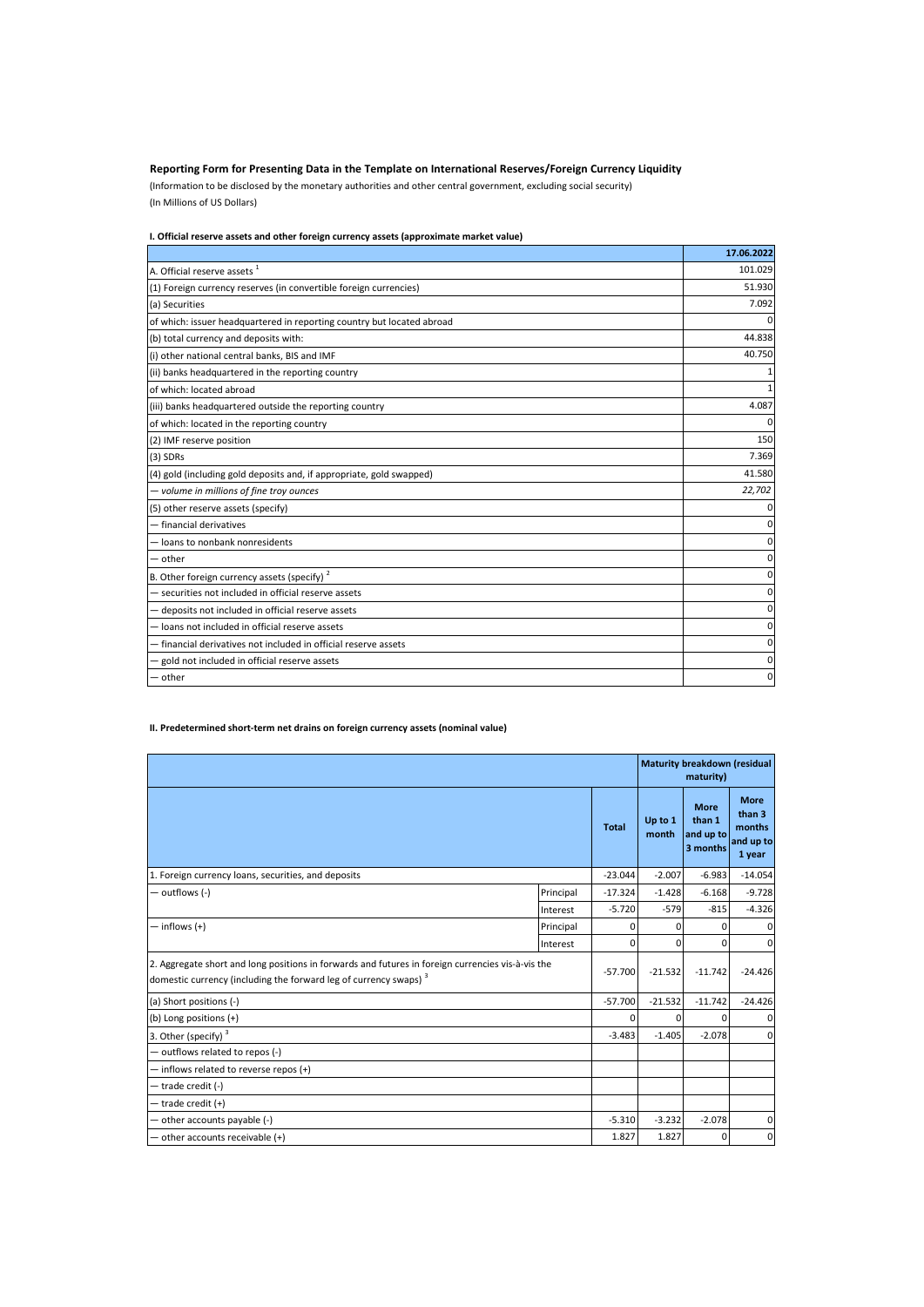**Reporting Form for Presenting Data in the Template on International Reserves/Foreign Currency Liquidity**

(Information to be disclosed by the monetary authorities and other central government, excluding social security)

(In Millions of US Dollars)

**I. Official reserve assets and other foreign currency assets (approximate market value)**

| | 17.06.2022 |
|---|---|
| A. Official reserve assets [1] | 101.029 |
| (1) Foreign currency reserves (in convertible foreign currencies) | 51.930 |
| (a) Securities | 7.092 |
| of which: issuer headquartered in reporting country but located abroad | 0 |
| (b) total currency and deposits with: | 44.838 |
| (i) other national central banks, BIS and IMF | 40.750 |
| (ii) banks headquartered in the reporting country | 1 |
| of which: located abroad | 1 |
| (iii) banks headquartered outside the reporting country | 4.087 |
| of which: located in the reporting country | 0 |
| (2) IMF reserve position | 150 |
| (3) SDRs | 7.369 |
| (4) gold (including gold deposits and, if appropriate, gold swapped) | 41.580 |
| *— volume in millions of fine troy ounces* | *22,702* |
| (5) other reserve assets (specify) | 0 |
| — financial derivatives | 0 |
| — loans to nonbank nonresidents | 0 |
| — other | 0 |
| B. Other foreign currency assets (specify) [2] | 0 |
| — securities not included in official reserve assets | 0 |
| — deposits not included in official reserve assets | 0 |
| — loans not included in official reserve assets | 0 |
| — financial derivatives not included in official reserve assets | 0 |
| — gold not included in official reserve assets | 0 |
| — other | 0 |

**II. Predetermined short-term net drains on foreign currency assets (nominal value)**

| | | | Maturity breakdown (residual maturity) | | |
|---|---|---|---|---|---|
| | | Total | Up to 1 month | More than 1 and up to 3 months | More than 3 months and up to 1 year |
| 1. Foreign currency loans, securities, and deposits | | -23.044 | -2.007 | -6.983 | -14.054 |
| — outflows (-) | Principal | -17.324 | -1.428 | -6.168 | -9.728 |
| | Interest | -5.720 | -579 | -815 | -4.326 |
| — inflows (+) | Principal | 0 | 0 | 0 | 0 |
| | Interest | 0 | 0 | 0 | 0 |
| 2. Aggregate short and long positions in forwards and futures in foreign currencies vis-à-vis the domestic currency (including the forward leg of currency swaps) [3] | | -57.700 | -21.532 | -11.742 | -24.426 |
| (a) Short positions (-) | | -57.700 | -21.532 | -11.742 | -24.426 |
| (b) Long positions (+) | | 0 | 0 | 0 | 0 |
| 3. Other (specify) [3] | | -3.483 | -1.405 | -2.078 | 0 |
| — outflows related to repos (-) | | | | | |
| — inflows related to reverse repos (+) | | | | | |
| — trade credit (-) | | | | | |
| — trade credit (+) | | | | | |
| — other accounts payable (-) | | -5.310 | -3.232 | -2.078 | 0 |
| — other accounts receivable (+) | | 1.827 | 1.827 | 0 | 0 |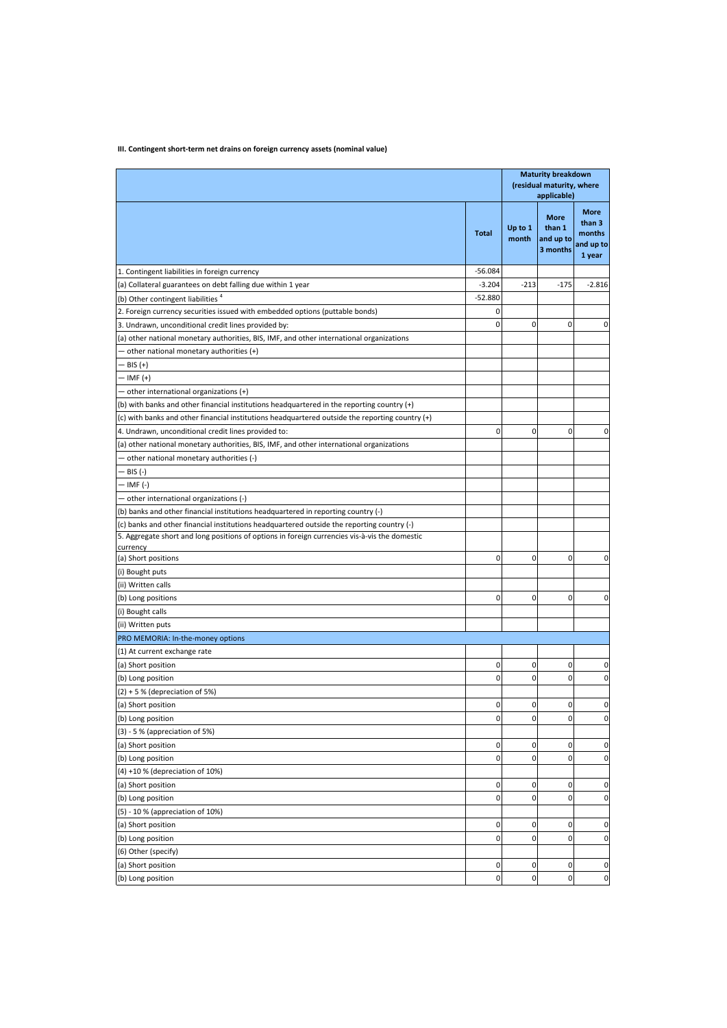**III. Contingent short-term net drains on foreign currency assets (nominal value)**

| | | Maturity breakdown (residual maturity, where applicable) | | |
|---|---|---|---|---|
| | Total | Up to 1 month | More than 1 and up to 3 months | More than 3 months and up to 1 year |
| 1. Contingent liabilities in foreign currency | -56.084 | | | |
| (a) Collateral guarantees on debt falling due within 1 year | -3.204 | -213 | -175 | -2.816 |
| (b) Other contingent liabilities [4] | -52.880 | | | |
| 2. Foreign currency securities issued with embedded options (puttable bonds) | 0 | | | |
| 3. Undrawn, unconditional credit lines provided by: | 0 | 0 | 0 | 0 |
| (a) other national monetary authorities, BIS, IMF, and other international organizations | | | | |
| — other national monetary authorities (+) | | | | |
| — BIS (+) | | | | |
| — IMF (+) | | | | |
| — other international organizations (+) | | | | |
| (b) with banks and other financial institutions headquartered in the reporting country (+) | | | | |
| (c) with banks and other financial institutions headquartered outside the reporting country (+) | | | | |
| 4. Undrawn, unconditional credit lines provided to: | 0 | 0 | 0 | 0 |
| (a) other national monetary authorities, BIS, IMF, and other international organizations | | | | |
| — other national monetary authorities (-) | | | | |
| — BIS (-) | | | | |
| — IMF (-) | | | | |
| — other international organizations (-) | | | | |
| (b) banks and other financial institutions headquartered in reporting country (-) | | | | |
| (c) banks and other financial institutions headquartered outside the reporting country (-) | | | | |
| 5. Aggregate short and long positions of options in foreign currencies vis-à-vis the domestic currency | | | | |
| (a) Short positions | 0 | 0 | 0 | 0 |
| (i) Bought puts | | | | |
| (ii) Written calls | | | | |
| (b) Long positions | 0 | 0 | 0 | 0 |
| (i) Bought calls | | | | |
| (ii) Written puts | | | | |
| PRO MEMORIA: In-the-money options | | | | |
| (1) At current exchange rate | | | | |
| (a) Short position | 0 | 0 | 0 | 0 |
| (b) Long position | 0 | 0 | 0 | 0 |
| (2) + 5 % (depreciation of 5%) | | | | |
| (a) Short position | 0 | 0 | 0 | 0 |
| (b) Long position | 0 | 0 | 0 | 0 |
| (3) - 5 % (appreciation of 5%) | | | | |
| (a) Short position | 0 | 0 | 0 | 0 |
| (b) Long position | 0 | 0 | 0 | 0 |
| (4) +10 % (depreciation of 10%) | | | | |
| (a) Short position | 0 | 0 | 0 | 0 |
| (b) Long position | 0 | 0 | 0 | 0 |
| (5) - 10 % (appreciation of 10%) | | | | |
| (a) Short position | 0 | 0 | 0 | 0 |
| (b) Long position | 0 | 0 | 0 | 0 |
| (6) Other (specify) | | | | |
| (a) Short position | 0 | 0 | 0 | 0 |
| (b) Long position | 0 | 0 | 0 | 0 |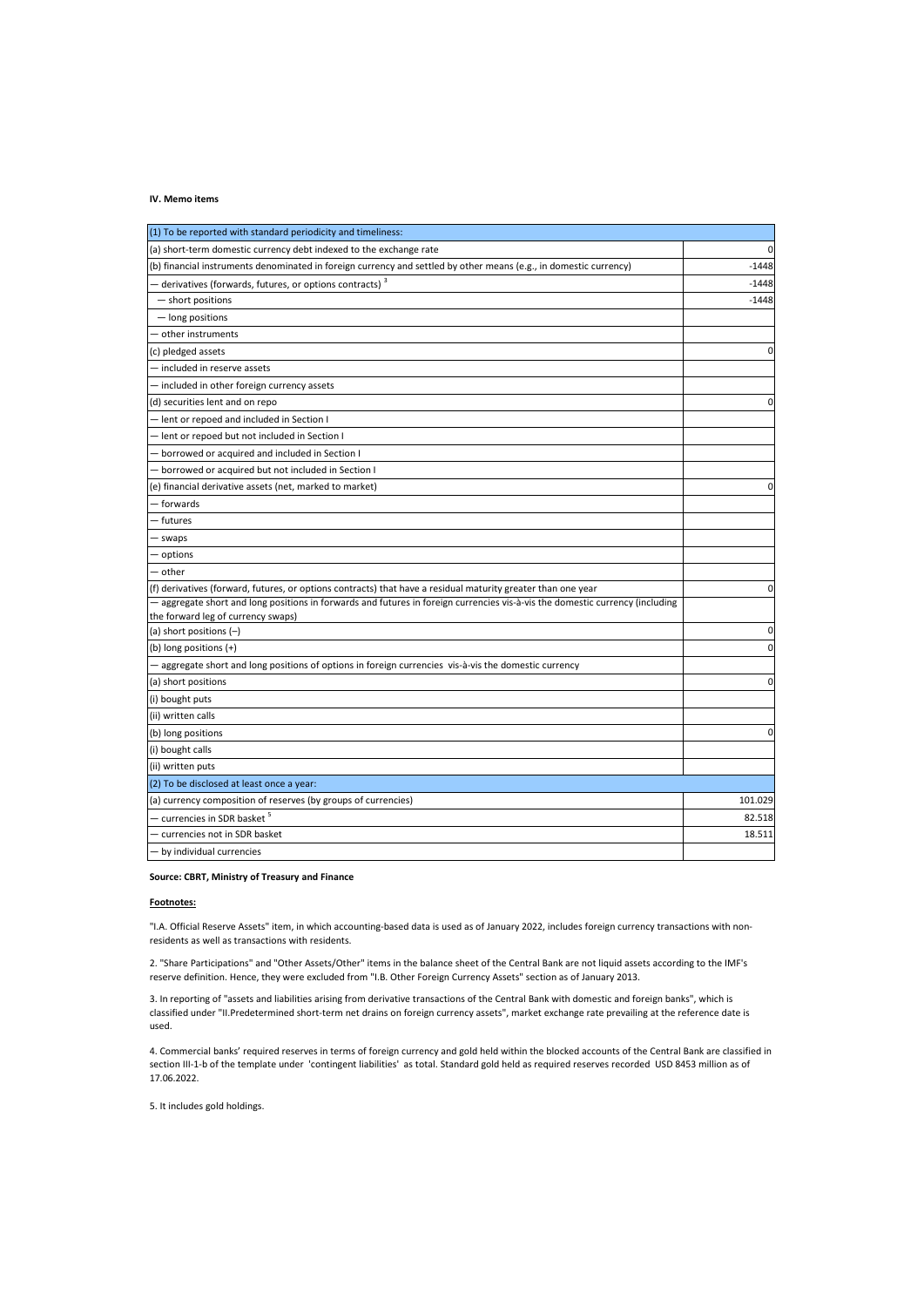**IV. Memo items**

| | |
|---|---|
| (1) To be reported with standard periodicity and timeliness: | |
| (a) short-term domestic currency debt indexed to the exchange rate | 0 |
| (b) financial instruments denominated in foreign currency and settled by other means (e.g., in domestic currency) | -1448 |
| — derivatives (forwards, futures, or options contracts) [3] | -1448 |
| — short positions | -1448 |
| — long positions | |
| — other instruments | |
| (c) pledged assets | 0 |
| — included in reserve assets | |
| — included in other foreign currency assets | |
| (d) securities lent and on repo | 0 |
| — lent or repoed and included in Section I | |
| — lent or repoed but not included in Section I | |
| — borrowed or acquired and included in Section I | |
| — borrowed or acquired but not included in Section I | |
| (e) financial derivative assets (net, marked to market) | 0 |
| — forwards | |
| — futures | |
| — swaps | |
| — options | |
| — other | |
| (f) derivatives (forward, futures, or options contracts) that have a residual maturity greater than one year | 0 |
| — aggregate short and long positions in forwards and futures in foreign currencies vis-à-vis the domestic currency (including the forward leg of currency swaps) | |
| (a) short positions (–) | 0 |
| (b) long positions (+) | 0 |
| — aggregate short and long positions of options in foreign currencies vis-à-vis the domestic currency | |
| (a) short positions | 0 |
| (i) bought puts | |
| (ii) written calls | |
| (b) long positions | 0 |
| (i) bought calls | |
| (ii) written puts | |
| (2) To be disclosed at least once a year: | |
| (a) currency composition of reserves (by groups of currencies) | 101.029 |
| — currencies in SDR basket [5] | 82.518 |
| — currencies not in SDR basket | 18.511 |
| — by individual currencies | |

**Source: CBRT, Ministry of Treasury and Finance**

**Footnotes:**

"I.A. Official Reserve Assets" item, in which accounting-based data is used as of January 2022, includes foreign currency transactions with non-residents as well as transactions with residents.

2. "Share Participations" and "Other Assets/Other" items in the balance sheet of the Central Bank are not liquid assets according to the IMF's reserve definition. Hence, they were excluded from "I.B. Other Foreign Currency Assets" section as of January 2013.

3. In reporting of "assets and liabilities arising from derivative transactions of the Central Bank with domestic and foreign banks", which is classified under "II.Predetermined short-term net drains on foreign currency assets", market exchange rate prevailing at the reference date is used.

4. Commercial banks' required reserves in terms of foreign currency and gold held within the blocked accounts of the Central Bank are classified in section III-1-b of the template under 'contingent liabilities' as total. Standard gold held as required reserves recorded USD 8453 million as of 17.06.2022.

5. It includes gold holdings.